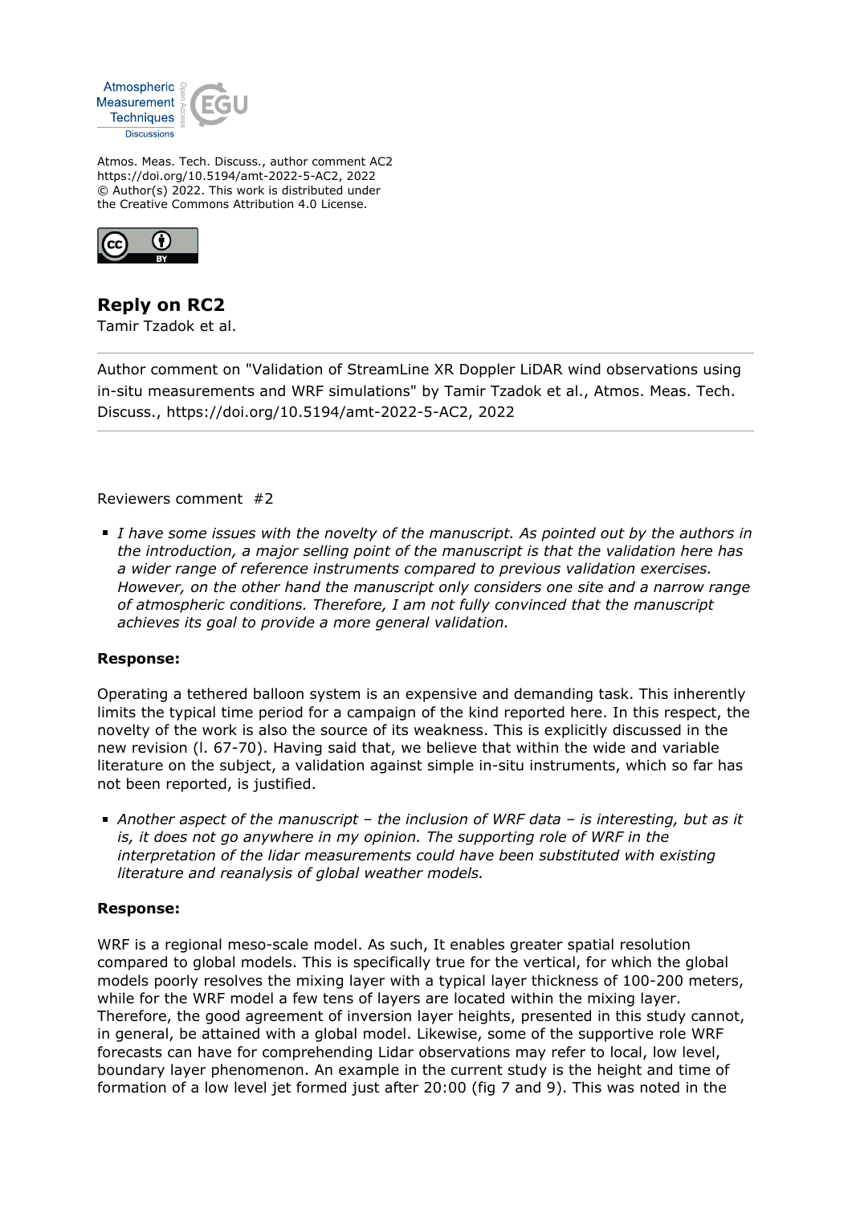Atmos. Meas. Tech. Discuss., author comment AC2
https://doi.org/10.5194/amt-2022-5-AC2, 2022
© Author(s) 2022. This work is distributed under
the Creative Commons Attribution 4.0 License.

# Reply on RC2

Tamir Tzadok et al.

---

Author comment on "Validation of StreamLine XR Doppler LiDAR wind observations using in-situ measurements and WRF simulations" by Tamir Tzadok et al., Atmos. Meas. Tech. Discuss., https://doi.org/10.5194/amt-2022-5-AC2, 2022

---

Reviewers comment #2

- *I have some issues with the novelty of the manuscript. As pointed out by the authors in the introduction, a major selling point of the manuscript is that the validation here has a wider range of reference instruments compared to previous validation exercises. However, on the other hand the manuscript only considers one site and a narrow range of atmospheric conditions. Therefore, I am not fully convinced that the manuscript achieves its goal to provide a more general validation.*

**Response:**

Operating a tethered balloon system is an expensive and demanding task. This inherently limits the typical time period for a campaign of the kind reported here. In this respect, the novelty of the work is also the source of its weakness. This is explicitly discussed in the new revision (l. 67-70). Having said that, we believe that within the wide and variable literature on the subject, a validation against simple in-situ instruments, which so far has not been reported, is justified.

- *Another aspect of the manuscript – the inclusion of WRF data – is interesting, but as it is, it does not go anywhere in my opinion. The supporting role of WRF in the interpretation of the lidar measurements could have been substituted with existing literature and reanalysis of global weather models.*

**Response:**

WRF is a regional meso-scale model. As such, It enables greater spatial resolution compared to global models. This is specifically true for the vertical, for which the global models poorly resolves the mixing layer with a typical layer thickness of 100-200 meters, while for the WRF model a few tens of layers are located within the mixing layer. Therefore, the good agreement of inversion layer heights, presented in this study cannot, in general, be attained with a global model. Likewise, some of the supportive role WRF forecasts can have for comprehending Lidar observations may refer to local, low level, boundary layer phenomenon. An example in the current study is the height and time of formation of a low level jet formed just after 20:00 (fig 7 and 9). This was noted in the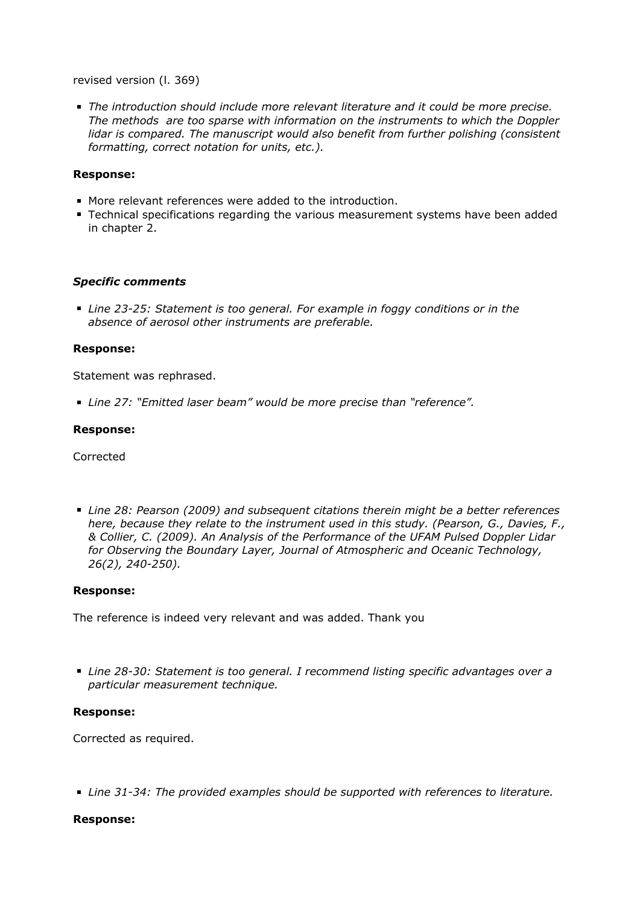revised version (l. 369)

- *The introduction should include more relevant literature and it could be more precise. The methods are too sparse with information on the instruments to which the Doppler lidar is compared. The manuscript would also benefit from further polishing (consistent formatting, correct notation for units, etc.).*

**Response:**

- More relevant references were added to the introduction.
- Technical specifications regarding the various measurement systems have been added in chapter 2.

***Specific comments***

- *Line 23-25: Statement is too general. For example in foggy conditions or in the absence of aerosol other instruments are preferable.*

**Response:**

Statement was rephrased.

- *Line 27: "Emitted laser beam" would be more precise than "reference".*

**Response:**

Corrected

- *Line 28: Pearson (2009) and subsequent citations therein might be a better references here, because they relate to the instrument used in this study. (Pearson, G., Davies, F., & Collier, C. (2009). An Analysis of the Performance of the UFAM Pulsed Doppler Lidar for Observing the Boundary Layer, Journal of Atmospheric and Oceanic Technology, 26(2), 240-250).*

**Response:**

The reference is indeed very relevant and was added. Thank you

- *Line 28-30: Statement is too general. I recommend listing specific advantages over a particular measurement technique.*

**Response:**

Corrected as required.

- *Line 31-34: The provided examples should be supported with references to literature.*

**Response:**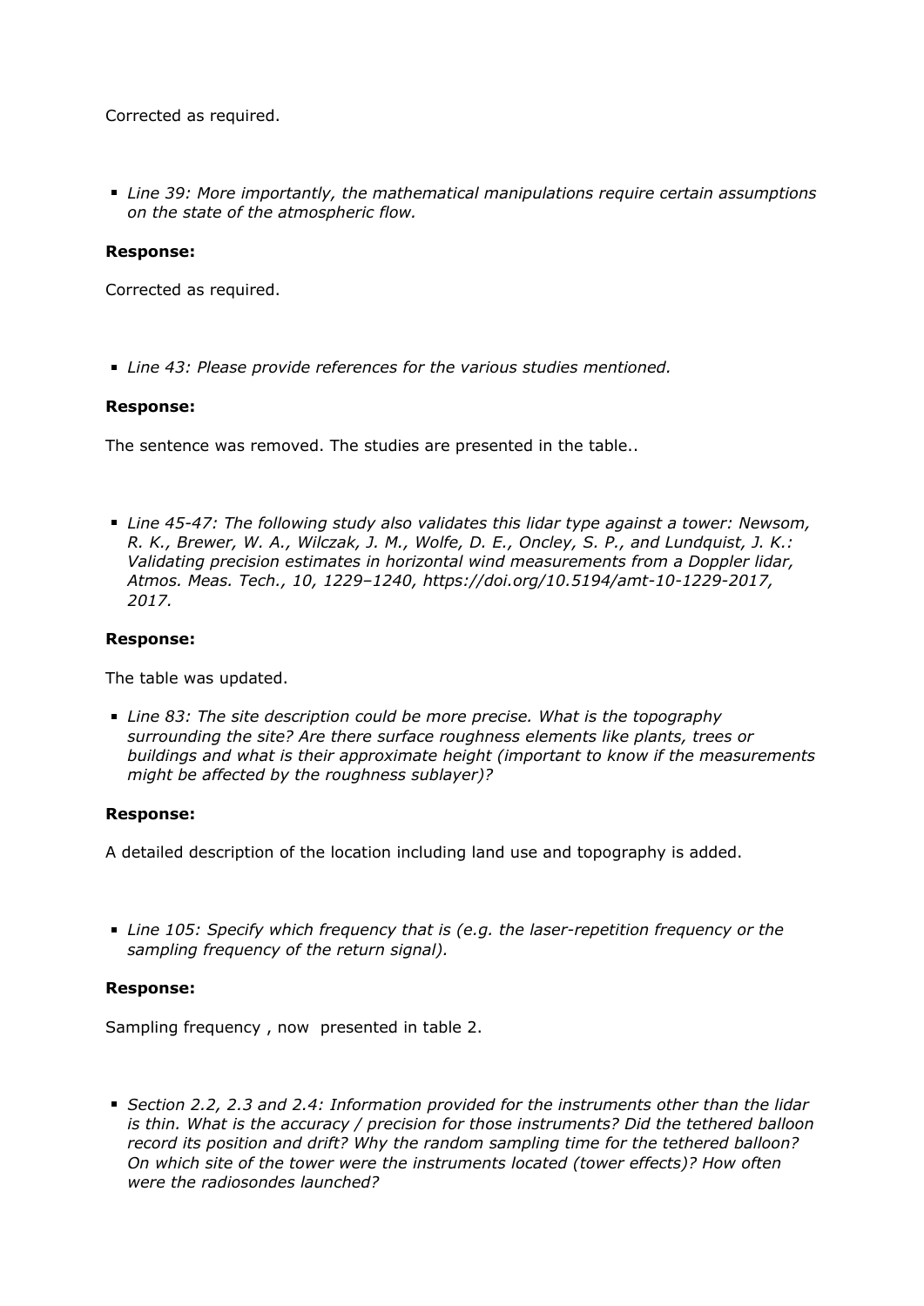Corrected as required.

- *Line 39: More importantly, the mathematical manipulations require certain assumptions on the state of the atmospheric flow.*

**Response:**

Corrected as required.

- *Line 43: Please provide references for the various studies mentioned.*

**Response:**

The sentence was removed. The studies are presented in the table..

- *Line 45-47: The following study also validates this lidar type against a tower: Newsom, R. K., Brewer, W. A., Wilczak, J. M., Wolfe, D. E., Oncley, S. P., and Lundquist, J. K.: Validating precision estimates in horizontal wind measurements from a Doppler lidar, Atmos. Meas. Tech., 10, 1229–1240, https://doi.org/10.5194/amt-10-1229-2017, 2017.*

**Response:**

The table was updated.

- *Line 83: The site description could be more precise. What is the topography surrounding the site? Are there surface roughness elements like plants, trees or buildings and what is their approximate height (important to know if the measurements might be affected by the roughness sublayer)?*

**Response:**

A detailed description of the location including land use and topography is added.

- *Line 105: Specify which frequency that is (e.g. the laser-repetition frequency or the sampling frequency of the return signal).*

**Response:**

Sampling frequency , now presented in table 2.

- *Section 2.2, 2.3 and 2.4: Information provided for the instruments other than the lidar is thin. What is the accuracy / precision for those instruments? Did the tethered balloon record its position and drift? Why the random sampling time for the tethered balloon? On which site of the tower were the instruments located (tower effects)? How often were the radiosondes launched?*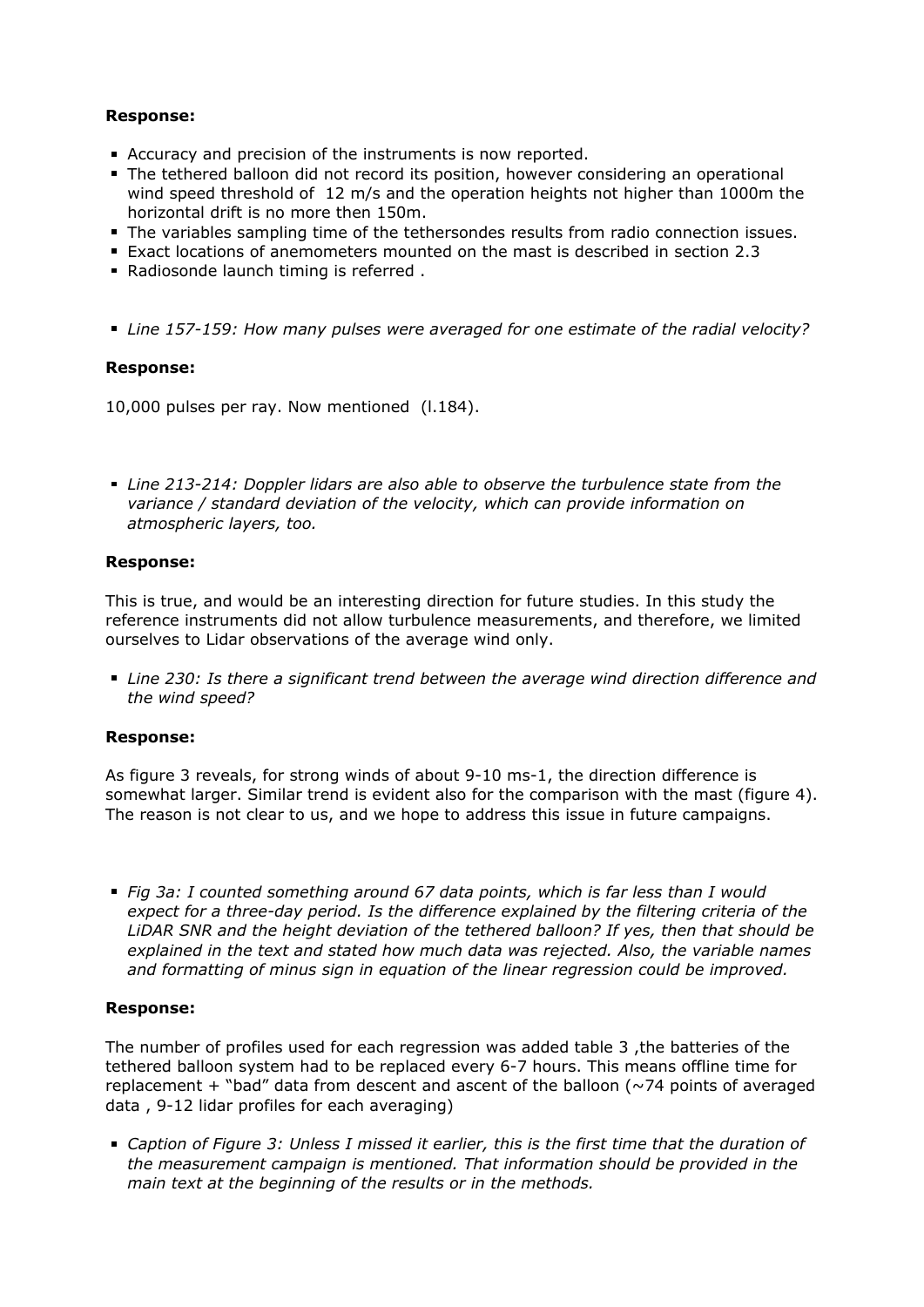**Response:**

- Accuracy and precision of the instruments is now reported.
- The tethered balloon did not record its position, however considering an operational wind speed threshold of 12 m/s and the operation heights not higher than 1000m the horizontal drift is no more then 150m.
- The variables sampling time of the tethersondes results from radio connection issues.
- Exact locations of anemometers mounted on the mast is described in section 2.3
- Radiosonde launch timing is referred .

- *Line 157-159: How many pulses were averaged for one estimate of the radial velocity?*

**Response:**

10,000 pulses per ray. Now mentioned (l.184).

- *Line 213-214: Doppler lidars are also able to observe the turbulence state from the variance / standard deviation of the velocity, which can provide information on atmospheric layers, too.*

**Response:**

This is true, and would be an interesting direction for future studies. In this study the reference instruments did not allow turbulence measurements, and therefore, we limited ourselves to Lidar observations of the average wind only.

- *Line 230: Is there a significant trend between the average wind direction difference and the wind speed?*

**Response:**

As figure 3 reveals, for strong winds of about 9-10 ms-1, the direction difference is somewhat larger. Similar trend is evident also for the comparison with the mast (figure 4). The reason is not clear to us, and we hope to address this issue in future campaigns.

- *Fig 3a: I counted something around 67 data points, which is far less than I would expect for a three-day period. Is the difference explained by the filtering criteria of the LiDAR SNR and the height deviation of the tethered balloon? If yes, then that should be explained in the text and stated how much data was rejected. Also, the variable names and formatting of minus sign in equation of the linear regression could be improved.*

**Response:**

The number of profiles used for each regression was added table 3 ,the batteries of the tethered balloon system had to be replaced every 6-7 hours. This means offline time for replacement + "bad" data from descent and ascent of the balloon (~74 points of averaged data , 9-12 lidar profiles for each averaging)

- *Caption of Figure 3: Unless I missed it earlier, this is the first time that the duration of the measurement campaign is mentioned. That information should be provided in the main text at the beginning of the results or in the methods.*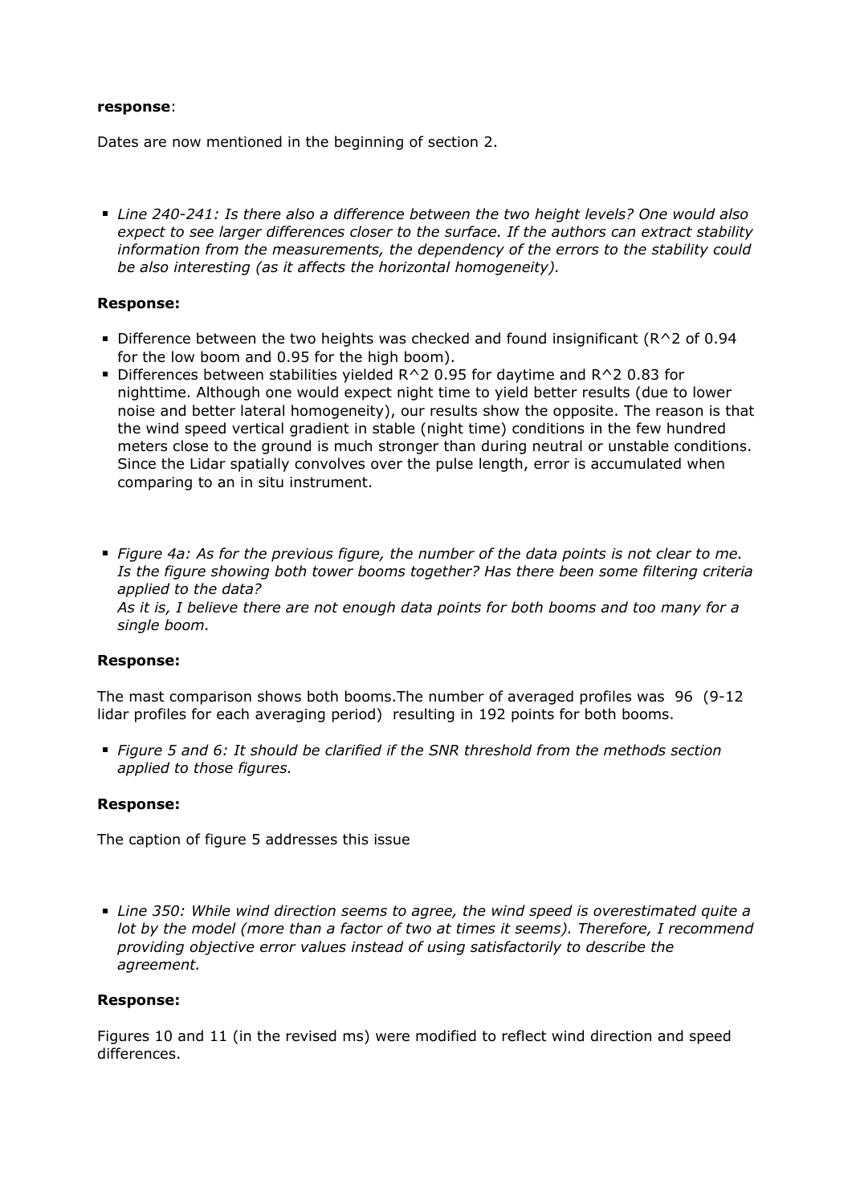**response**:

Dates are now mentioned in the beginning of section 2.

- *Line 240-241: Is there also a difference between the two height levels? One would also expect to see larger differences closer to the surface. If the authors can extract stability information from the measurements, the dependency of the errors to the stability could be also interesting (as it affects the horizontal homogeneity).*

**Response:**

- Difference between the two heights was checked and found insignificant ($R^2$ of 0.94 for the low boom and 0.95 for the high boom).
- Differences between stabilities yielded $R^2$ 0.95 for daytime and $R^2$ 0.83 for nighttime. Although one would expect night time to yield better results (due to lower noise and better lateral homogeneity), our results show the opposite. The reason is that the wind speed vertical gradient in stable (night time) conditions in the few hundred meters close to the ground is much stronger than during neutral or unstable conditions. Since the Lidar spatially convolves over the pulse length, error is accumulated when comparing to an in situ instrument.

- *Figure 4a: As for the previous figure, the number of the data points is not clear to me. Is the figure showing both tower booms together? Has there been some filtering criteria applied to the data?*
  *As it is, I believe there are not enough data points for both booms and too many for a single boom.*

**Response:**

The mast comparison shows both booms.The number of averaged profiles was 96 (9-12 lidar profiles for each averaging period) resulting in 192 points for both booms.

- *Figure 5 and 6: It should be clarified if the SNR threshold from the methods section applied to those figures.*

**Response:**

The caption of figure 5 addresses this issue

- *Line 350: While wind direction seems to agree, the wind speed is overestimated quite a lot by the model (more than a factor of two at times it seems). Therefore, I recommend providing objective error values instead of using satisfactorily to describe the agreement.*

**Response:**

Figures 10 and 11 (in the revised ms) were modified to reflect wind direction and speed differences.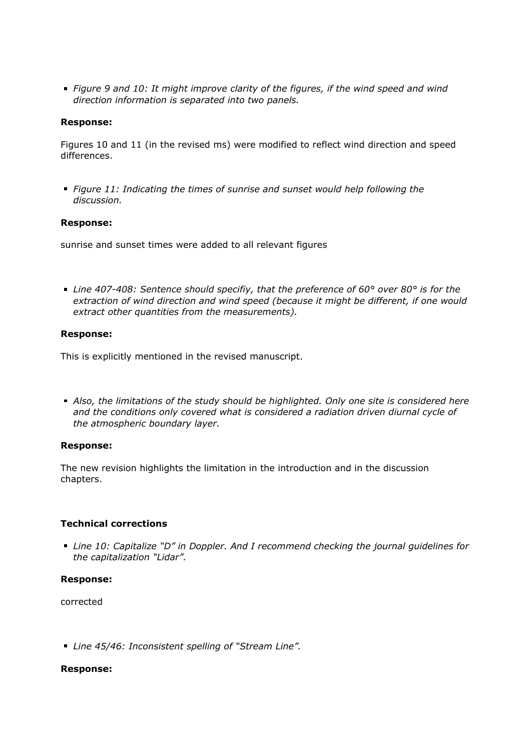- *Figure 9 and 10: It might improve clarity of the figures, if the wind speed and wind direction information is separated into two panels.*

**Response:**

Figures 10 and 11 (in the revised ms) were modified to reflect wind direction and speed differences.

- *Figure 11: Indicating the times of sunrise and sunset would help following the discussion.*

**Response:**

sunrise and sunset times were added to all relevant figures

- *Line 407-408: Sentence should specifiy, that the preference of 60° over 80° is for the extraction of wind direction and wind speed (because it might be different, if one would extract other quantities from the measurements).*

**Response:**

This is explicitly mentioned in the revised manuscript.

- *Also, the limitations of the study should be highlighted. Only one site is considered here and the conditions only covered what is considered a radiation driven diurnal cycle of the atmospheric boundary layer.*

**Response:**

The new revision highlights the limitation in the introduction and in the discussion chapters.

**Technical corrections**

- *Line 10: Capitalize "D" in Doppler. And I recommend checking the journal guidelines for the capitalization "Lidar".*

**Response:**

corrected

- *Line 45/46: Inconsistent spelling of "Stream Line".*

**Response:**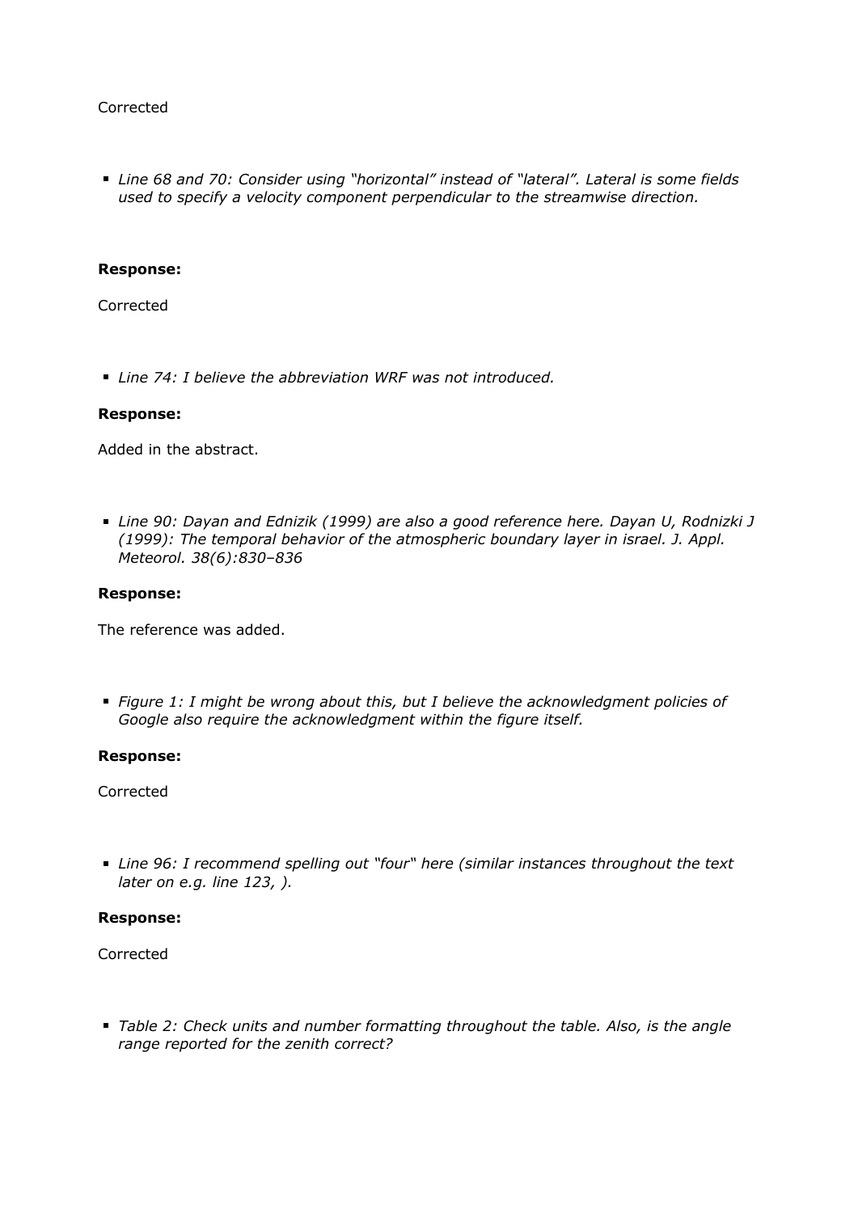Corrected

- *Line 68 and 70: Consider using "horizontal" instead of "lateral". Lateral is some fields used to specify a velocity component perpendicular to the streamwise direction.*

**Response:**

Corrected

- *Line 74: I believe the abbreviation WRF was not introduced.*

**Response:**

Added in the abstract.

- *Line 90: Dayan and Ednizik (1999) are also a good reference here. Dayan U, Rodnizki J (1999): The temporal behavior of the atmospheric boundary layer in israel. J. Appl. Meteorol. 38(6):830–836*

**Response:**

The reference was added.

- *Figure 1: I might be wrong about this, but I believe the acknowledgment policies of Google also require the acknowledgment within the figure itself.*

**Response:**

Corrected

- *Line 96: I recommend spelling out "four" here (similar instances throughout the text later on e.g. line 123, ).*

**Response:**

Corrected

- *Table 2: Check units and number formatting throughout the table. Also, is the angle range reported for the zenith correct?*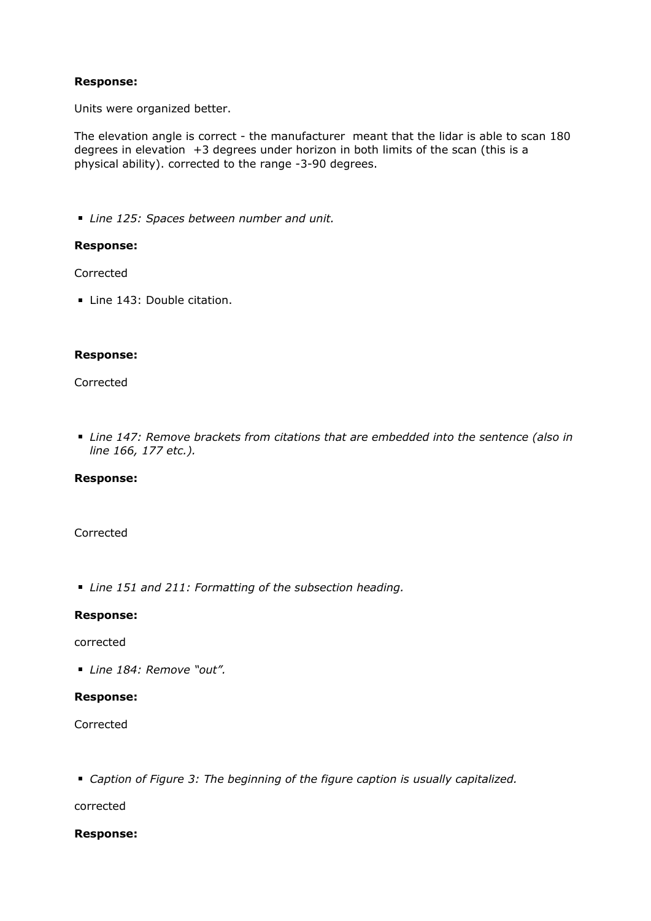**Response:**

Units were organized better.

The elevation angle is correct - the manufacturer meant that the lidar is able to scan 180 degrees in elevation +3 degrees under horizon in both limits of the scan (this is a physical ability). corrected to the range -3-90 degrees.

- *Line 125: Spaces between number and unit.*

**Response:**

Corrected

- Line 143: Double citation.

**Response:**

Corrected

- *Line 147: Remove brackets from citations that are embedded into the sentence (also in line 166, 177 etc.).*

**Response:**

Corrected

- *Line 151 and 211: Formatting of the subsection heading.*

**Response:**

corrected

- *Line 184: Remove "out".*

**Response:**

Corrected

- *Caption of Figure 3: The beginning of the figure caption is usually capitalized.*

corrected

**Response:**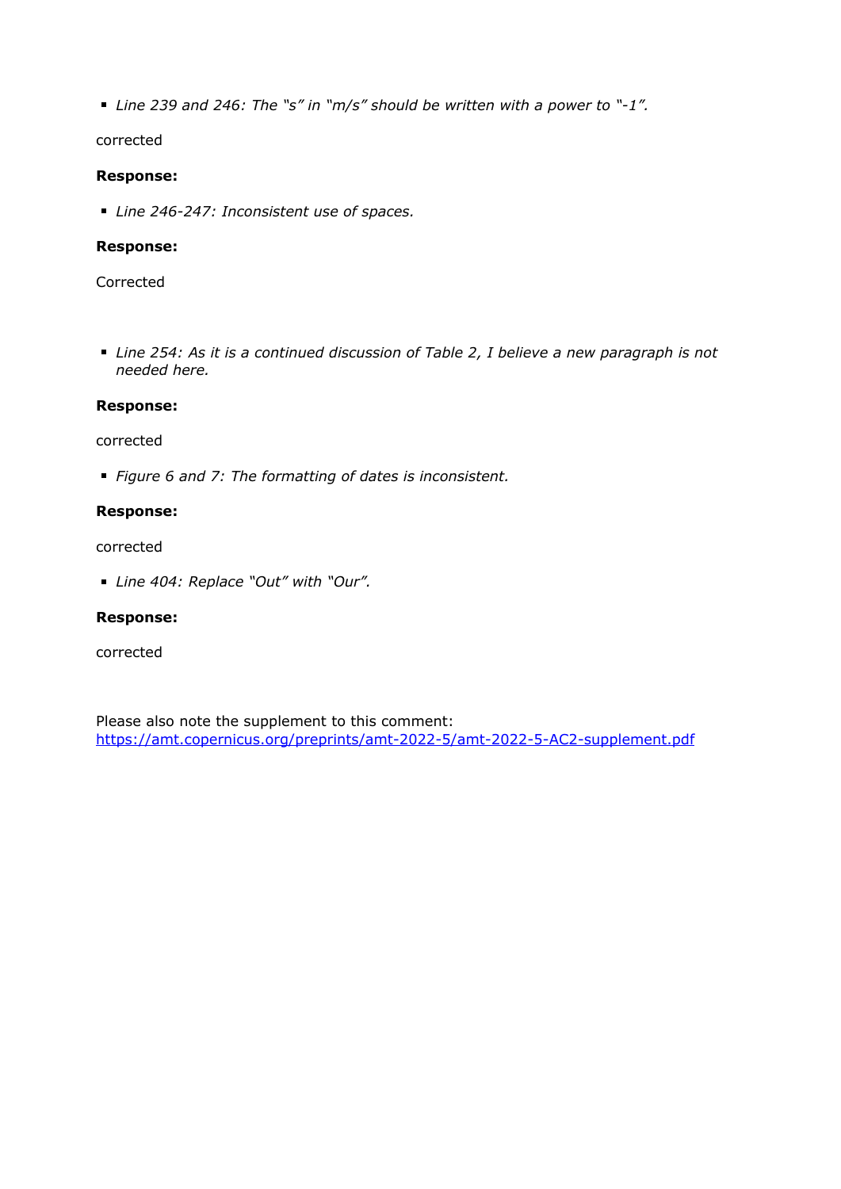- *Line 239 and 246: The “s” in “m/s” should be written with a power to “-1”.*

corrected

**Response:**

- *Line 246-247: Inconsistent use of spaces.*

**Response:**

Corrected

- *Line 254: As it is a continued discussion of Table 2, I believe a new paragraph is not needed here.*

**Response:**

corrected

- *Figure 6 and 7: The formatting of dates is inconsistent.*

**Response:**

corrected

- *Line 404: Replace “Out” with “Our”.*

**Response:**

corrected

Please also note the supplement to this comment:
https://amt.copernicus.org/preprints/amt-2022-5/amt-2022-5-AC2-supplement.pdf